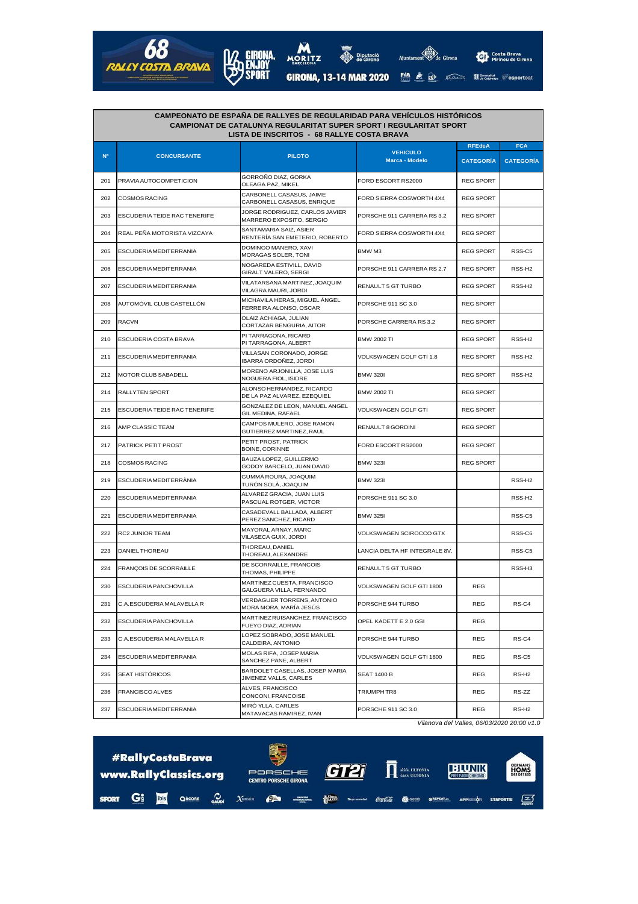68 RALLY COSTA BRAVA

GIRONA, ENJOY SPORT

GIRONA, 13-14 MAR 2020

## CAMPEONATO DE ESPAÑA DE RALLYES DE REGULARIDAD PARA VEHÍCULOS HISTÓRICOS
## CAMPIONAT DE CATALUNYA REGULARITAT SUPER SPORT I REGULARITAT SPORT
## LISTA DE INSCRITOS - 68 RALLYE COSTA BRAVA

| Nº | CONCURSANTE | PILOTO | VEHICULO Marca - Modelo | RFEdeA CATEGORÍA | FCA CATEGORÍA |
|---|---|---|---|---|---|
| 201 | PRAVIA AUTOCOMPETICION | GORROÑO DIAZ, GORKA<br>OLEAGA PAZ, MIKEL | FORD ESCORT RS2000 | REG SPORT | |
| 202 | COSMOS RACING | CARBONELL CASASUS, JAIME<br>CARBONELL CASASUS, ENRIQUE | FORD SIERRA COSWORTH 4X4 | REG SPORT | |
| 203 | ESCUDERIA TEIDE RAC TENERIFE | JORGE RODRIGUEZ, CARLOS JAVIER<br>MARRERO EXPOSITO, SERGIO | PORSCHE 911 CARRERA RS 3.2 | REG SPORT | |
| 204 | REAL PEÑA MOTORISTA VIZCAYA | SANTAMARIA SAIZ, ASIER<br>RENTERÍA SAN EMETERIO, ROBERTO | FORD SIERRA COSWORTH 4X4 | REG SPORT | |
| 205 | ESCUDERIA MEDITERRANIA | DOMINGO MANERO, XAVI<br>MORAGAS SOLER, TONI | BMW M3 | REG SPORT | RSS-C5 |
| 206 | ESCUDERIA MEDITERRANIA | NOGAREDA ESTIVILL, DAVID<br>GIRALT VALERO, SERGI | PORSCHE 911 CARRERA RS 2.7 | REG SPORT | RSS-H2 |
| 207 | ESCUDERIA MEDITERRANIA | VILATARSANA MARTINEZ, JOAQUIM<br>VILAGRA MAURI, JORDI | RENAULT 5 GT TURBO | REG SPORT | RSS-H2 |
| 208 | AUTOMÓVIL CLUB CASTELLÓN | MICHAVILA HERAS, MIGUEL ÁNGEL<br>FERREIRA ALONSO, OSCAR | PORSCHE 911 SC 3.0 | REG SPORT | |
| 209 | RACVN | OLAIZ ACHIAGA, JULIAN<br>CORTAZAR BENGURIA, AITOR | PORSCHE CARRERA RS 3.2 | REG SPORT | |
| 210 | ESCUDERIA COSTA BRAVA | PI TARRAGONA, RICARD<br>PI TARRAGONA, ALBERT | BMW 2002 TI | REG SPORT | RSS-H2 |
| 211 | ESCUDERIA MEDITERRANIA | VILLASAN CORONADO, JORGE<br>IBARRA ORDOÑEZ, JORDI | VOLKSWAGEN GOLF GTI 1.8 | REG SPORT | RSS-H2 |
| 212 | MOTOR CLUB SABADELL | MORENO ARJONILLA, JOSE LUIS<br>NOGUERA FIOL, ISIDRE | BMW 320I | REG SPORT | RSS-H2 |
| 214 | RALLYTEN SPORT | ALONSO HERNANDEZ, RICARDO<br>DE LA PAZ ALVAREZ, EZEQUIEL | BMW 2002 TI | REG SPORT | |
| 215 | ESCUDERIA TEIDE RAC TENERIFE | GONZALEZ DE LEON, MANUEL ANGEL<br>GIL MEDINA, RAFAEL | VOLKSWAGEN GOLF GTI | REG SPORT | |
| 216 | AMP CLASSIC TEAM | CAMPOS MULERO, JOSE RAMON<br>GUTIERREZ MARTINEZ, RAUL | RENAULT 8 GORDINI | REG SPORT | |
| 217 | PATRICK PETIT PROST | PETIT PROST, PATRICK<br>BOINE, CORINNE | FORD ESCORT RS2000 | REG SPORT | |
| 218 | COSMOS RACING | BAUZA LOPEZ, GUILLERMO<br>GODOY BARCELO, JUAN DAVID | BMW 323I | REG SPORT | |
| 219 | ESCUDERIA MEDITERRÀNIA | GUMMÀ ROURA, JOAQUIM<br>TURÓN SOLÀ, JOAQUIM | BMW 323I | | RSS-H2 |
| 220 | ESCUDERIA MEDITERRANIA | ALVAREZ GRACIA, JUAN LUIS<br>PASCUAL ROTGER, VICTOR | PORSCHE 911 SC 3.0 | | RSS-H2 |
| 221 | ESCUDERIA MEDITERRANIA | CASADEVALL BALLADA, ALBERT<br>PEREZ SANCHEZ, RICARD | BMW 325I | | RSS-C5 |
| 222 | RC2 JUNIOR TEAM | MAYORAL ARNAY, MARC<br>VILASECA GUIX, JORDI | VOLKSWAGEN SCIROCCO GTX | | RSS-C6 |
| 223 | DANIEL THOREAU | THOREAU, DANIEL<br>THOREAU, ALEXANDRE | LANCIA DELTA HF INTEGRALE 8V. | | RSS-C5 |
| 224 | FRANÇOIS DE SCORRAILLE | DE SCORRAILLE, FRANCOIS<br>THOMAS, PHILIPPE | RENAULT 5 GT TURBO | | RSS-H3 |
| 230 | ESCUDERIA PANCHOVILLA | MARTINEZ CUESTA, FRANCISCO<br>GALGUERA VILLA, FERNANDO | VOLKSWAGEN GOLF GTI 1800 | REG | |
| 231 | C.A.ESCUDERIA MALAVELLA R | VERDAGUER TORRENS, ANTONIO<br>MORA MORA, MARÍA JESÚS | PORSCHE 944 TURBO | REG | RS-C4 |
| 232 | ESCUDERIA PANCHOVILLA | MARTINEZ RUISANCHEZ, FRANCISCO<br>FUEYO DIAZ, ADRIAN | OPEL KADETT E 2.0 GSI | REG | |
| 233 | C.A.ESCUDERIA MALAVELLA R | LOPEZ SOBRADO, JOSE MANUEL<br>CALDEIRA, ANTONIO | PORSCHE 944 TURBO | REG | RS-C4 |
| 234 | ESCUDERIA MEDITERRANIA | MOLAS RIFA, JOSEP MARIA<br>SANCHEZ PANE, ALBERT | VOLKSWAGEN GOLF GTI 1800 | REG | RS-C5 |
| 235 | SEAT HISTÓRICOS | BARDOLET CASELLAS, JOSEP MARIA<br>JIMENEZ VALLS, CARLES | SEAT 1400 B | REG | RS-H2 |
| 236 | FRANCISCO ALVES | ALVES, FRANCISCO<br>CONCONI, FRANCOISE | TRIUMPH TR8 | REG | RS-ZZ |
| 237 | ESCUDERIA MEDITERRANIA | MIRÓ YLLA, CARLES<br>MATAVACAS RAMIREZ, IVAN | PORSCHE 911 SC 3.0 | REG | RS-H2 |

*Vilanova del Valles, 06/03/2020 20:00 v1.0*

#RallyCostaBrava
www.RallyClassics.org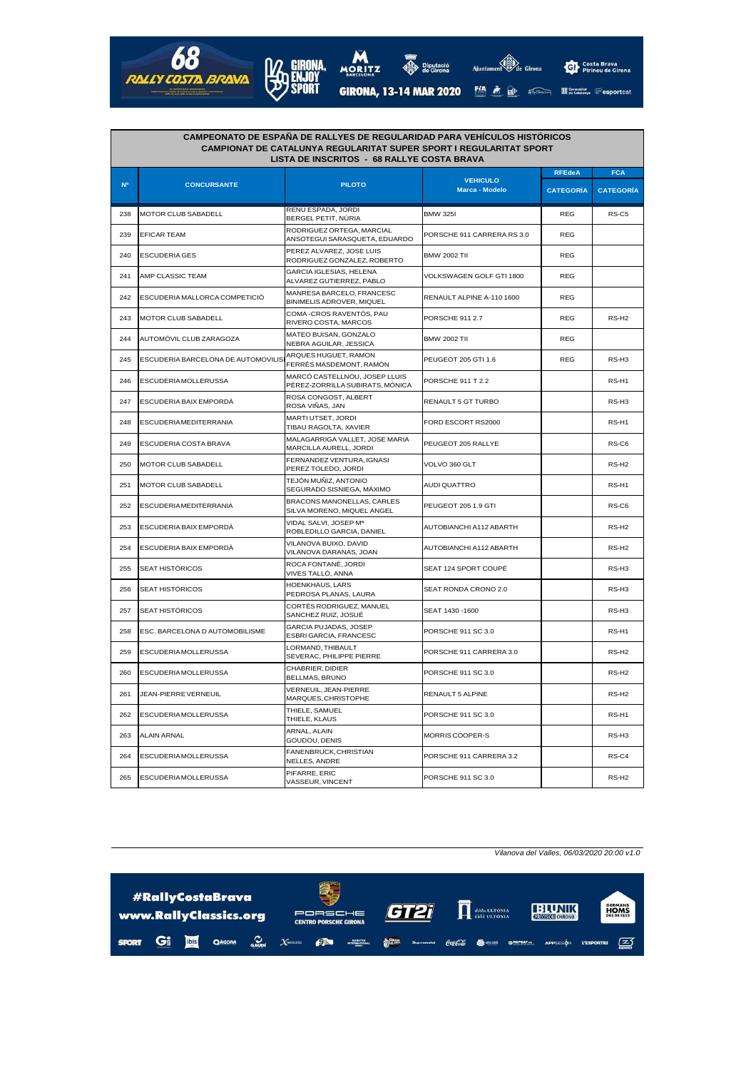**CAMPEONATO DE ESPAÑA DE RALLYES DE REGULARIDAD PARA VEHÍCULOS HISTÓRICOS**
**CAMPIONAT DE CATALUNYA REGULARITAT SUPER SPORT I REGULARITAT SPORT**
**LISTA DE INSCRITOS - 68 RALLYE COSTA BRAVA**

| Nº | CONCURSANTE | PILOTO | VEHICULO Marca - Modelo | RFEdeA CATEGORÍA | FCA CATEGORÍA |
|---|---|---|---|---|---|
| 238 | MOTOR CLUB SABADELL | RENU ESPADA, JORDI<br>BERGEL PETIT, NÚRIA | BMW 325I | REG | RS-C5 |
| 239 | EFICAR TEAM | RODRIGUEZ ORTEGA, MARCIAL<br>ANSOTEGUI SARASQUETA, EDUARDO | PORSCHE 911 CARRERA RS 3.0 | REG | |
| 240 | ESCUDERIA GES | PEREZ ALVAREZ, JOSE LUIS<br>RODRIGUEZ GONZALEZ, ROBERTO | BMW 2002 TII | REG | |
| 241 | AMP CLASSIC TEAM | GARCIA IGLESIAS, HELENA<br>ALVAREZ GUTIERREZ, PABLO | VOLKSWAGEN GOLF GTI 1800 | REG | |
| 242 | ESCUDERIA MALLORCA COMPETICIÓ | MANRESA BARCELO, FRANCESC<br>BINIMELIS ADROVER, MIQUEL | RENAULT ALPINE A-110 1600 | REG | |
| 243 | MOTOR CLUB SABADELL | COMA -CROS RAVENTÓS, PAU<br>RIVERO COSTA, MARCOS | PORSCHE 911 2.7 | REG | RS-H2 |
| 244 | AUTOMÓVIL CLUB ZARAGOZA | MATEO BUISAN, GONZALO<br>NEBRA AGUILAR, JESSICA | BMW 2002 TII | REG | |
| 245 | ESCUDERIA BARCELONA DE AUTOMOVILIS | ARQUES HUGUET, RAMON<br>FERRÈS MASDEMONT, RAMÓN | PEUGEOT 205 GTI 1.6 | REG | RS-H3 |
| 246 | ESCUDERIA MOLLERUSSA | MARCÓ CASTELLNOU, JOSEP LLUIS<br>PÉREZ-ZORRILLA SUBIRATS, MÓNICA | PORSCHE 911 T 2.2 | | RS-H1 |
| 247 | ESCUDERIA BAIX EMPORDÀ | ROSA CONGOST, ALBERT<br>ROSA VIÑAS, JAN | RENAULT 5 GT TURBO | | RS-H3 |
| 248 | ESCUDERIA MEDITERRANIA | MARTI UTSET, JORDI<br>TIBAU RAGOLTA, XAVIER | FORD ESCORT RS2000 | | RS-H1 |
| 249 | ESCUDERIA COSTA BRAVA | MALAGARRIGA VALLET, JOSE MARIA<br>MARCILLA AURELL, JORDI | PEUGEOT 205 RALLYE | | RS-C6 |
| 250 | MOTOR CLUB SABADELL | FERNANDEZ VENTURA, IGNASI<br>PEREZ TOLEDO, JORDI | VOLVO 360 GLT | | RS-H2 |
| 251 | MOTOR CLUB SABADELL | TEJÓN MUÑIZ, ANTONIO<br>SEGURADO SISNIEGA, MÁXIMO | AUDI QUATTRO | | RS-H1 |
| 252 | ESCUDERIA MEDITERRANIA | BRACONS MANONELLAS, CARLES<br>SILVA MORENO, MIQUEL ANGEL | PEUGEOT 205 1.9 GTI | | RS-C6 |
| 253 | ESCUDERIA BAIX EMPORDÀ | VIDAL SALVI, JOSEP Mª<br>ROBLEDILLO GARCIA, DANIEL | AUTOBIANCHI A112 ABARTH | | RS-H2 |
| 254 | ESCUDERIA BAIX EMPORDÀ | VILANOVA BUIXO, DAVID<br>VILANOVA DARANAS, JOAN | AUTOBIANCHI A112 ABARTH | | RS-H2 |
| 255 | SEAT HISTÓRICOS | ROCA FONTANÉ, JORDI<br>VIVES TALLÓ, ANNA | SEAT 124 SPORT COUPÉ | | RS-H3 |
| 256 | SEAT HISTÓRICOS | HOENKHAUS, LARS<br>PEDROSA PLANAS, LAURA | SEAT RONDA CRONO 2.0 | | RS-H3 |
| 257 | SEAT HISTÓRICOS | CORTÉS RODRIGUEZ, MANUEL<br>SANCHEZ RUIZ, JOSUÉ | SEAT 1430 -1600 | | RS-H3 |
| 258 | ESC. BARCELONA D AUTOMOBILISME | GARCIA PUJADAS, JOSEP<br>ESBRI GARCIA, FRANCESC | PORSCHE 911 SC 3.0 | | RS-H1 |
| 259 | ESCUDERIA MOLLERUSSA | LORMAND, THIBAULT<br>SEVERAC, PHILIPPE PIERRE | PORSCHE 911 CARRERA 3.0 | | RS-H2 |
| 260 | ESCUDERIA MOLLERUSSA | CHABRIER, DIDIER<br>BELLMAS, BRUNO | PORSCHE 911 SC 3.0 | | RS-H2 |
| 261 | JEAN-PIERRE VERNEUIL | VERNEUIL, JEAN-PIERRE<br>MARQUES, CHRISTOPHE | RENAULT 5 ALPINE | | RS-H2 |
| 262 | ESCUDERIA MOLLERUSSA | THIELE, SAMUEL<br>THIELE, KLAUS | PORSCHE 911 SC 3.0 | | RS-H1 |
| 263 | ALAIN ARNAL | ARNAL, ALAIN<br>GOUDOU, DENIS | MORRIS COOPER-S | | RS-H3 |
| 264 | ESCUDERIA MOLLERUSSA | FANENBRUCK, CHRISTIAN<br>NELLES, ANDRE | PORSCHE 911 CARRERA 3.2 | | RS-C4 |
| 265 | ESCUDERIA MOLLERUSSA | PIFARRE, ERIC<br>VASSEUR, VINCENT | PORSCHE 911 SC 3.0 | | RS-H2 |

*Vilanova del Valles, 06/03/2020 20:00 v1.0*